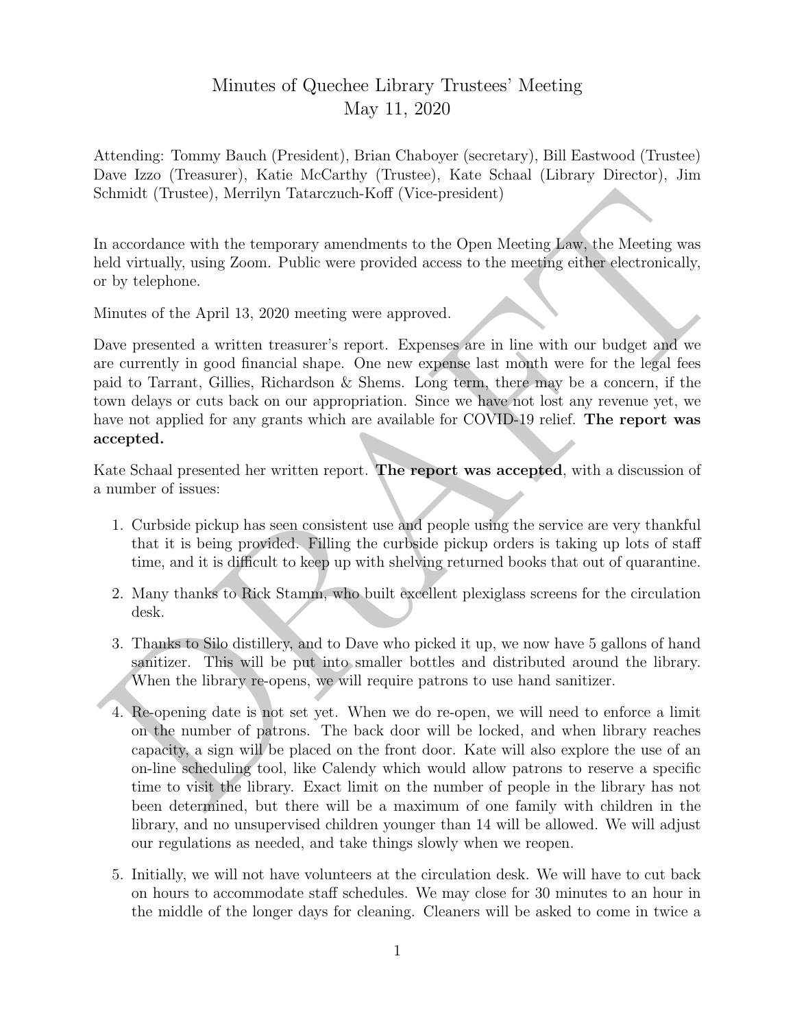# Minutes of Quechee Library Trustees' Meeting
## May 11, 2020

Attending: Tommy Bauch (President), Brian Chaboyer (secretary), Bill Eastwood (Trustee) Dave Izzo (Treasurer), Katie McCarthy (Trustee), Kate Schaal (Library Director), Jim Schmidt (Trustee), Merrilyn Tatarczuch-Koff (Vice-president)

In accordance with the temporary amendments to the Open Meeting Law, the Meeting was held virtually, using Zoom. Public were provided access to the meeting either electronically, or by telephone.

Minutes of the April 13, 2020 meeting were approved.

Dave presented a written treasurer's report. Expenses are in line with our budget and we are currently in good financial shape. One new expense last month were for the legal fees paid to Tarrant, Gillies, Richardson & Shems. Long term, there may be a concern, if the town delays or cuts back on our appropriation. Since we have not lost any revenue yet, we have not applied for any grants which are available for COVID-19 relief. **The report was accepted.**

Kate Schaal presented her written report. **The report was accepted**, with a discussion of a number of issues:

1. Curbside pickup has seen consistent use and people using the service are very thankful that it is being provided. Filling the curbside pickup orders is taking up lots of staff time, and it is difficult to keep up with shelving returned books that out of quarantine.
2. Many thanks to Rick Stamm, who built excellent plexiglass screens for the circulation desk.
3. Thanks to Silo distillery, and to Dave who picked it up, we now have 5 gallons of hand sanitizer. This will be put into smaller bottles and distributed around the library. When the library re-opens, we will require patrons to use hand sanitizer.
4. Re-opening date is not set yet. When we do re-open, we will need to enforce a limit on the number of patrons. The back door will be locked, and when library reaches capacity, a sign will be placed on the front door. Kate will also explore the use of an on-line scheduling tool, like Calendy which would allow patrons to reserve a specific time to visit the library. Exact limit on the number of people in the library has not been determined, but there will be a maximum of one family with children in the library, and no unsupervised children younger than 14 will be allowed. We will adjust our regulations as needed, and take things slowly when we reopen.
5. Initially, we will not have volunteers at the circulation desk. We will have to cut back on hours to accommodate staff schedules. We may close for 30 minutes to an hour in the middle of the longer days for cleaning. Cleaners will be asked to come in twice a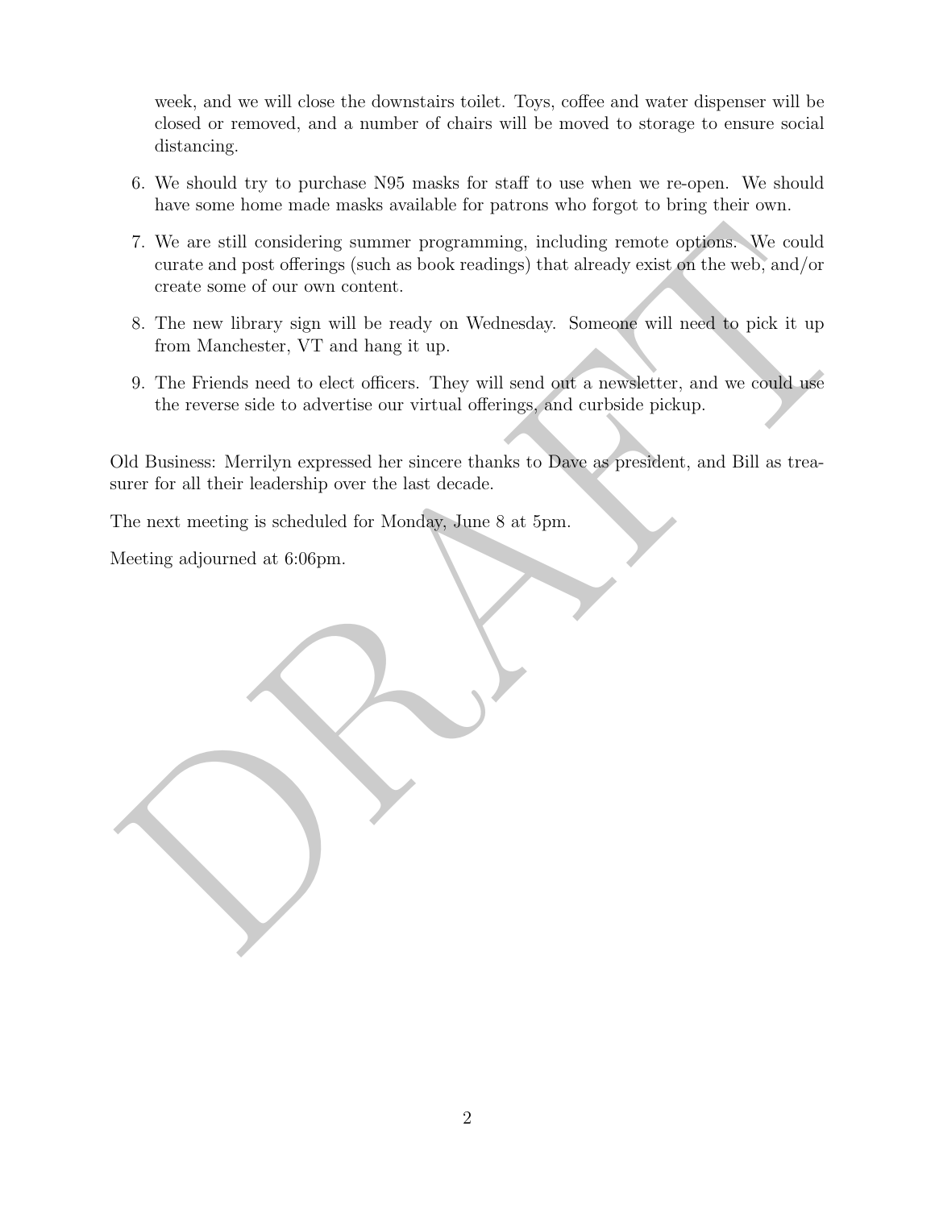week, and we will close the downstairs toilet. Toys, coffee and water dispenser will be closed or removed, and a number of chairs will be moved to storage to ensure social distancing.

6. We should try to purchase N95 masks for staff to use when we re-open. We should have some home made masks available for patrons who forgot to bring their own.
7. We are still considering summer programming, including remote options. We could curate and post offerings (such as book readings) that already exist on the web, and/or create some of our own content.
8. The new library sign will be ready on Wednesday. Someone will need to pick it up from Manchester, VT and hang it up.
9. The Friends need to elect officers. They will send out a newsletter, and we could use the reverse side to advertise our virtual offerings, and curbside pickup.

Old Business: Merrilyn expressed her sincere thanks to Dave as president, and Bill as treasurer for all their leadership over the last decade.

The next meeting is scheduled for Monday, June 8 at 5pm.

Meeting adjourned at 6:06pm.

DRAFT